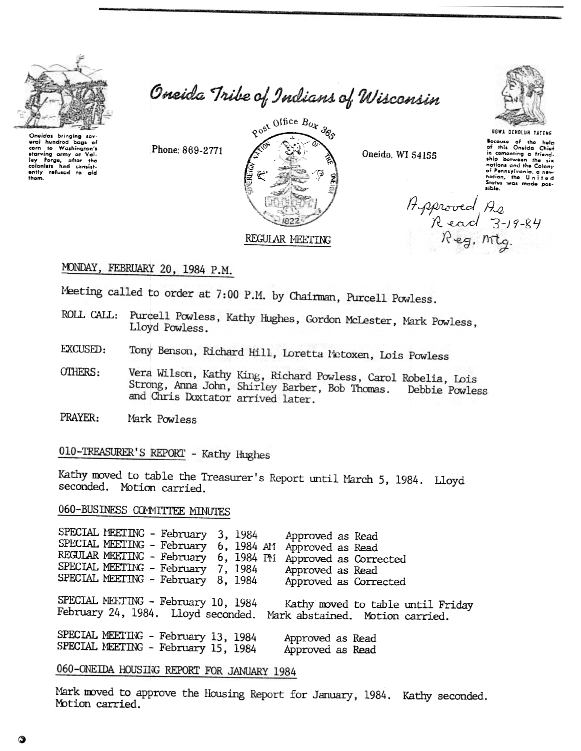# Oneida Tribe of Indians of Wisconsin

Oneidas bringing several hundred bags of corn to Washington's starving army at Valley Forge, after the colonists had consistently refused to aid them.

Phone: 869-2771

Post Office Box 365

Oneida, WI 54155

UGWA DEHOLUH YATENE

Because of the help of this Oneida Chief in cementing a friendship between the six nations and the Colony of Pennsylvania, a new nation, the United States was made possible.

Approved As Read 3-19-84 Reg. Mtg.

REGULAR MEETING

MONDAY, FEBRUARY 20, 1984 P.M.

Meeting called to order at 7:00 P.M. by Chairman, Purcell Powless.

ROLL CALL: Purcell Powless, Kathy Hughes, Gordon McLester, Mark Powless, Lloyd Powless.

EXCUSED: Tony Benson, Richard Hill, Loretta Metoxen, Lois Powless

OTHERS: Vera Wilson, Kathy King, Richard Powless, Carol Robelia, Lois Strong, Anna John, Shirley Barber, Bob Thomas. Debbie Powless and Chris Doxtator arrived later.

PRAYER: Mark Powless

## 010-TREASURER'S REPORT - Kathy Hughes

Kathy moved to table the Treasurer's Report until March 5, 1984. Lloyd seconded. Motion carried.

## 060-BUSINESS COMMITTEE MINUTES

SPECIAL MEETING - February 3, 1984 Approved as Read
SPECIAL MEETING - February 6, 1984 AM Approved as Read
REGULAR MEETING - February 6, 1984 PM Approved as Corrected
SPECIAL MEETING - February 7, 1984 Approved as Read
SPECIAL MEETING - February 8, 1984 Approved as Corrected

SPECIAL MEETING - February 10, 1984 Kathy moved to table until Friday February 24, 1984. Lloyd seconded. Mark abstained. Motion carried.

SPECIAL MEETING - February 13, 1984 Approved as Read
SPECIAL MEETING - February 15, 1984 Approved as Read

## 060-ONEIDA HOUSING REPORT FOR JANUARY 1984

Mark moved to approve the Housing Report for January, 1984. Kathy seconded. Motion carried.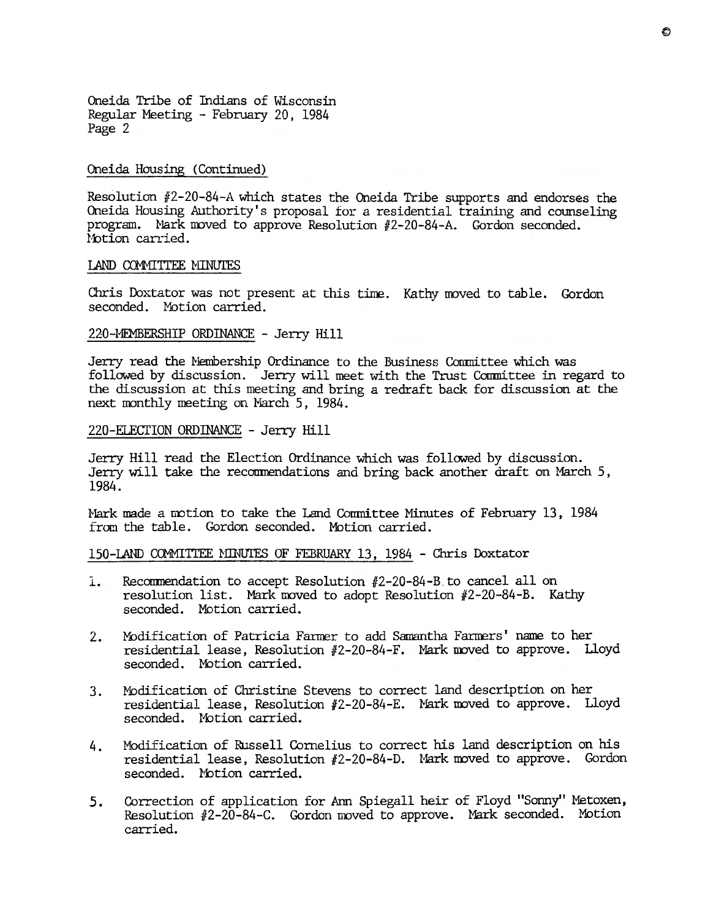Oneida Housing (Continued)

Resolution #2-20-84-A which states the Oneida Tribe supports and endorses the Oneida Housing Authority's proposal for a residential training and counseling program. Mark moved to approve Resolution #2-20-84-A. Gordon seconded. Motion carried.

LAND COMMITTEE MINUTES

Chris Doxtator was not present at this time. Kathy moved to table. Gordon seconded. Motion carried.

220-MEMBERSHIP ORDINANCE - Jerry Hill

Jerry read the Membership Ordinance to the Business Committee which was followed by discussion. Jerry will meet with the Trust Committee in regard to the discussion at this meeting and bring a redraft back for discussion at the next monthly meeting on March 5, 1984.

220-ELECTION ORDINANCE - Jerry Hill

Jerry Hill read the Election Ordinance which was followed by discussion. Jerry will take the recommendations and bring back another draft on March 5, 1984.

Mark made a motion to take the Land Committee Minutes of February 13, 1984 from the table. Gordon seconded. Motion carried.

150-LAND COMMITTEE MINUTES OF FEBRUARY 13, 1984 - Chris Doxtator

1. Recommendation to accept Resolution #2-20-84-B to cancel all on resolution list. Mark moved to adopt Resolution #2-20-84-B. Kathy seconded. Motion carried.

2. Modification of Patricia Farmer to add Samantha Farmers' name to her residential lease, Resolution #2-20-84-F. Mark moved to approve. Lloyd seconded. Motion carried.

3. Modification of Christine Stevens to correct land description on her residential lease, Resolution #2-20-84-E. Mark moved to approve. Lloyd seconded. Motion carried.

4. Modification of Russell Cornelius to correct his land description on his residential lease, Resolution #2-20-84-D. Mark moved to approve. Gordon seconded. Motion carried.

5. Correction of application for Ann Spiegall heir of Floyd "Sonny" Metoxen, Resolution #2-20-84-C. Gordon moved to approve. Mark seconded. Motion carried.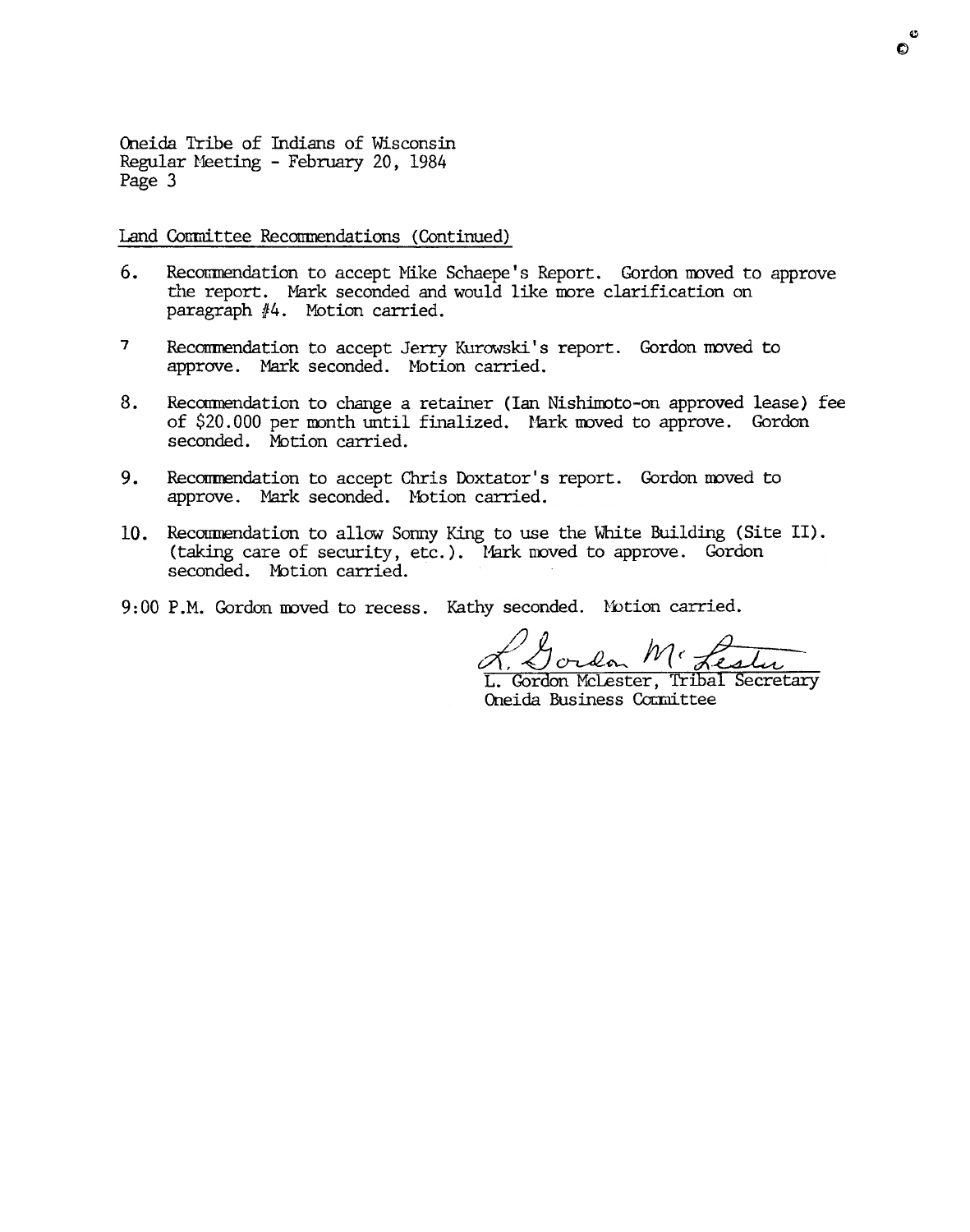Oneida Tribe of Indians of Wisconsin
Regular Meeting - February 20, 1984

Land Committee Recommendations (Continued)

6. Recommendation to accept Mike Schaepe's Report. Gordon moved to approve the report. Mark seconded and would like more clarification on paragraph #4. Motion carried.

7 Recommendation to accept Jerry Kurowski's report. Gordon moved to approve. Mark seconded. Motion carried.

8. Recommendation to change a retainer (Ian Nishimoto-on approved lease) fee of $20.000 per month until finalized. Mark moved to approve. Gordon seconded. Motion carried.

9. Recommendation to accept Chris Doxtator's report. Gordon moved to approve. Mark seconded. Motion carried.

10. Recommendation to allow Sonny King to use the White Building (Site II). (taking care of security, etc.). Mark moved to approve. Gordon seconded. Motion carried.

9:00 P.M. Gordon moved to recess. Kathy seconded. Motion carried.

L. Gordon McLester

L. Gordon McLester, Tribal Secretary
Oneida Business Committee